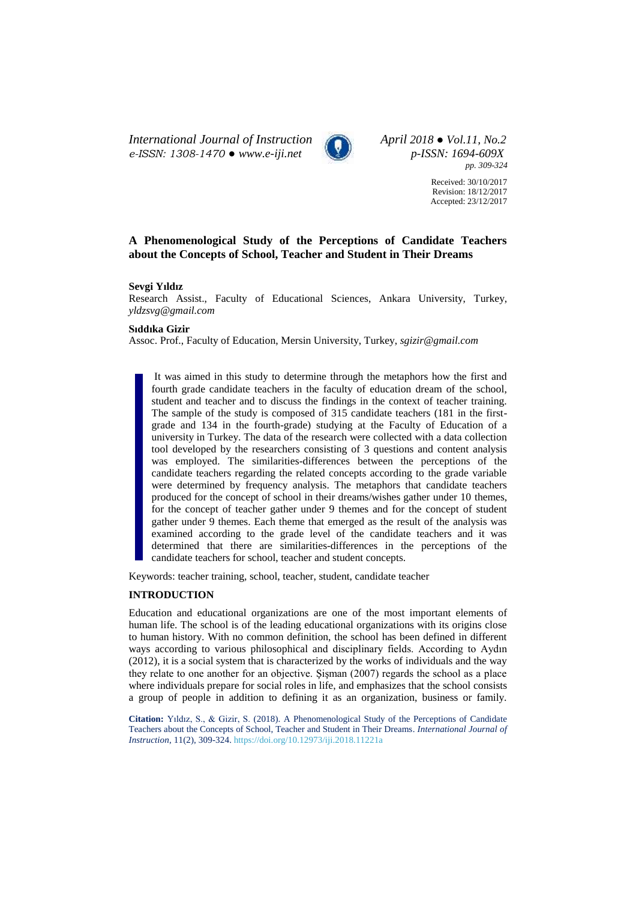# A Phenomenological Study of the Perceptions of Candidate Teachers about the Concepts of School, Teacher and Student in Their Dreams

**Sevgi Yıldız**

Research Assist., Faculty of Educational Sciences, Ankara University, Turkey, *yldzsvg@gmail.com*

**Sıddıka Gizir**

Assoc. Prof., Faculty of Education, Mersin University, Turkey, *sgizir@gmail.com*

It was aimed in this study to determine through the metaphors how the first and fourth grade candidate teachers in the faculty of education dream of the school, student and teacher and to discuss the findings in the context of teacher training. The sample of the study is composed of 315 candidate teachers (181 in the first-grade and 134 in the fourth-grade) studying at the Faculty of Education of a university in Turkey. The data of the research were collected with a data collection tool developed by the researchers consisting of 3 questions and content analysis was employed. The similarities-differences between the perceptions of the candidate teachers regarding the related concepts according to the grade variable were determined by frequency analysis. The metaphors that candidate teachers produced for the concept of school in their dreams/wishes gather under 10 themes, for the concept of teacher gather under 9 themes and for the concept of student gather under 9 themes. Each theme that emerged as the result of the analysis was examined according to the grade level of the candidate teachers and it was determined that there are similarities-differences in the perceptions of the candidate teachers for school, teacher and student concepts.

Keywords: teacher training, school, teacher, student, candidate teacher

## INTRODUCTION

Education and educational organizations are one of the most important elements of human life. The school is of the leading educational organizations with its origins close to human history. With no common definition, the school has been defined in different ways according to various philosophical and disciplinary fields. According to Aydın (2012), it is a social system that is characterized by the works of individuals and the way they relate to one another for an objective. Şişman (2007) regards the school as a place where individuals prepare for social roles in life, and emphasizes that the school consists a group of people in addition to defining it as an organization, business or family.

**Citation:** Yıldız, S., & Gizir, S. (2018). A Phenomenological Study of the Perceptions of Candidate Teachers about the Concepts of School, Teacher and Student in Their Dreams. *International Journal of Instruction*, 11(2), 309-324. https://doi.org/10.12973/iji.2018.11221a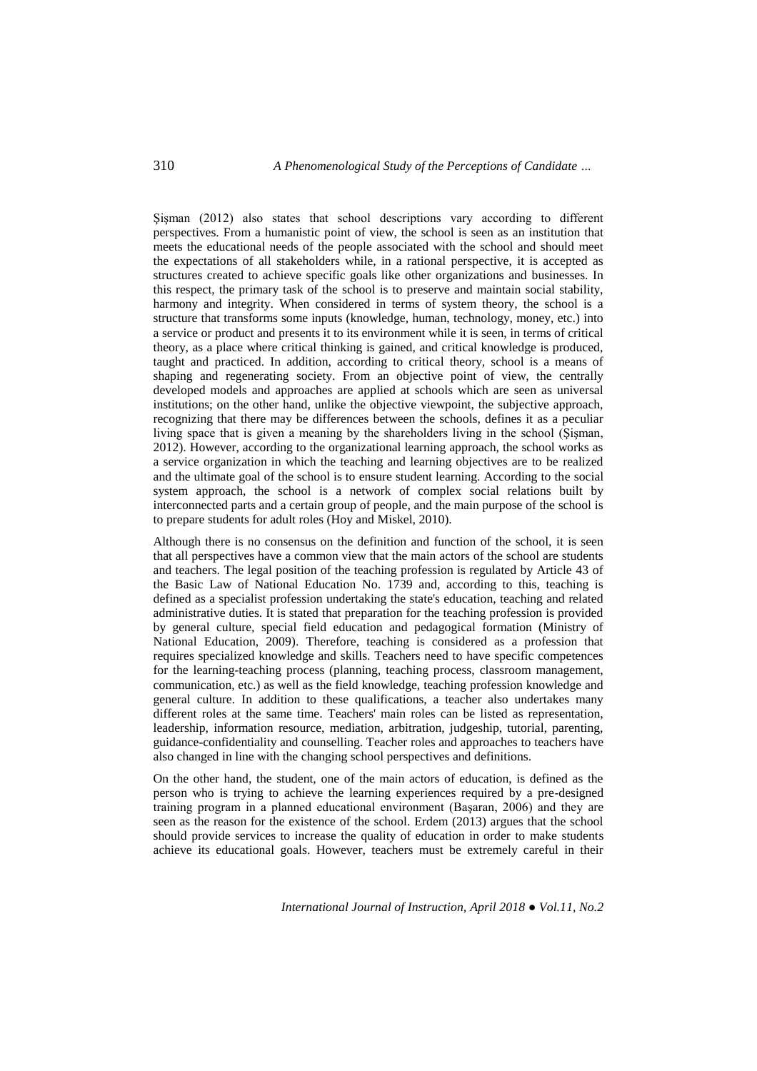Şişman (2012) also states that school descriptions vary according to different perspectives. From a humanistic point of view, the school is seen as an institution that meets the educational needs of the people associated with the school and should meet the expectations of all stakeholders while, in a rational perspective, it is accepted as structures created to achieve specific goals like other organizations and businesses. In this respect, the primary task of the school is to preserve and maintain social stability, harmony and integrity. When considered in terms of system theory, the school is a structure that transforms some inputs (knowledge, human, technology, money, etc.) into a service or product and presents it to its environment while it is seen, in terms of critical theory, as a place where critical thinking is gained, and critical knowledge is produced, taught and practiced. In addition, according to critical theory, school is a means of shaping and regenerating society. From an objective point of view, the centrally developed models and approaches are applied at schools which are seen as universal institutions; on the other hand, unlike the objective viewpoint, the subjective approach, recognizing that there may be differences between the schools, defines it as a peculiar living space that is given a meaning by the shareholders living in the school (Şişman, 2012). However, according to the organizational learning approach, the school works as a service organization in which the teaching and learning objectives are to be realized and the ultimate goal of the school is to ensure student learning. According to the social system approach, the school is a network of complex social relations built by interconnected parts and a certain group of people, and the main purpose of the school is to prepare students for adult roles (Hoy and Miskel, 2010).

Although there is no consensus on the definition and function of the school, it is seen that all perspectives have a common view that the main actors of the school are students and teachers. The legal position of the teaching profession is regulated by Article 43 of the Basic Law of National Education No. 1739 and, according to this, teaching is defined as a specialist profession undertaking the state's education, teaching and related administrative duties. It is stated that preparation for the teaching profession is provided by general culture, special field education and pedagogical formation (Ministry of National Education, 2009). Therefore, teaching is considered as a profession that requires specialized knowledge and skills. Teachers need to have specific competences for the learning-teaching process (planning, teaching process, classroom management, communication, etc.) as well as the field knowledge, teaching profession knowledge and general culture. In addition to these qualifications, a teacher also undertakes many different roles at the same time. Teachers' main roles can be listed as representation, leadership, information resource, mediation, arbitration, judgeship, tutorial, parenting, guidance-confidentiality and counselling. Teacher roles and approaches to teachers have also changed in line with the changing school perspectives and definitions.

On the other hand, the student, one of the main actors of education, is defined as the person who is trying to achieve the learning experiences required by a pre-designed training program in a planned educational environment (Başaran, 2006) and they are seen as the reason for the existence of the school. Erdem (2013) argues that the school should provide services to increase the quality of education in order to make students achieve its educational goals. However, teachers must be extremely careful in their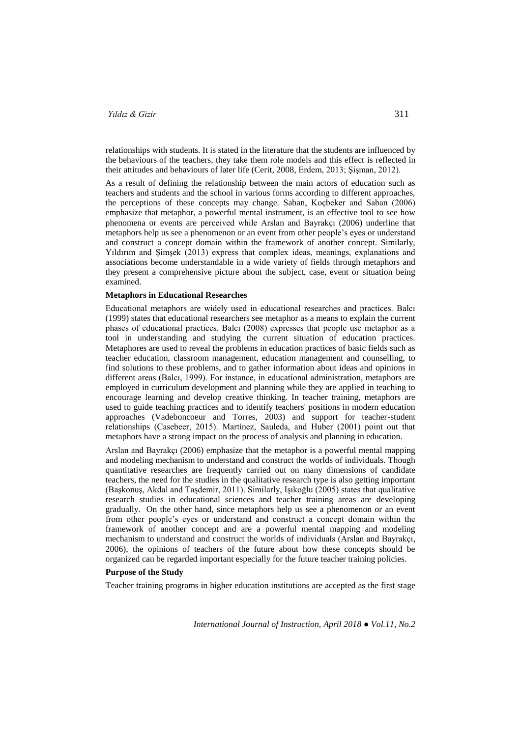relationships with students. It is stated in the literature that the students are influenced by the behaviours of the teachers, they take them role models and this effect is reflected in their attitudes and behaviours of later life (Cerit, 2008, Erdem, 2013; Şişman, 2012).

As a result of defining the relationship between the main actors of education such as teachers and students and the school in various forms according to different approaches, the perceptions of these concepts may change. Saban, Koçbeker and Saban (2006) emphasize that metaphor, a powerful mental instrument, is an effective tool to see how phenomena or events are perceived while Arslan and Bayrakçı (2006) underline that metaphors help us see a phenomenon or an event from other people's eyes or understand and construct a concept domain within the framework of another concept. Similarly, Yıldırım and Şimşek (2013) express that complex ideas, meanings, explanations and associations become understandable in a wide variety of fields through metaphors and they present a comprehensive picture about the subject, case, event or situation being examined.

**Metaphors in Educational Researches**

Educational metaphors are widely used in educational researches and practices. Balcı (1999) states that educational researchers see metaphor as a means to explain the current phases of educational practices. Balcı (2008) expresses that people use metaphor as a tool in understanding and studying the current situation of education practices. Metaphores are used to reveal the problems in education practices of basic fields such as teacher education, classroom management, education management and counselling, to find solutions to these problems, and to gather information about ideas and opinions in different areas (Balcı, 1999). For instance, in educational administration, metaphors are employed in curriculum development and planning while they are applied in teaching to encourage learning and develop creative thinking. In teacher training, metaphors are used to guide teaching practices and to identify teachers' positions in modern education approaches (Vadeboncoeur and Torres, 2003) and support for teacher-student relationships (Casebeer, 2015). Martínez, Sauleda, and Huber (2001) point out that metaphors have a strong impact on the process of analysis and planning in education.

Arslan and Bayrakçı (2006) emphasize that the metaphor is a powerful mental mapping and modeling mechanism to understand and construct the worlds of individuals. Though quantitative researches are frequently carried out on many dimensions of candidate teachers, the need for the studies in the qualitative research type is also getting important (Başkonuş, Akdal and Taşdemir, 2011). Similarly, Işıkoğlu (2005) states that qualitative research studies in educational sciences and teacher training areas are developing gradually. On the other hand, since metaphors help us see a phenomenon or an event from other people's eyes or understand and construct a concept domain within the framework of another concept and are a powerful mental mapping and modeling mechanism to understand and construct the worlds of individuals (Arslan and Bayrakçı, 2006), the opinions of teachers of the future about how these concepts should be organized can be regarded important especially for the future teacher training policies.

**Purpose of the Study**

Teacher training programs in higher education institutions are accepted as the first stage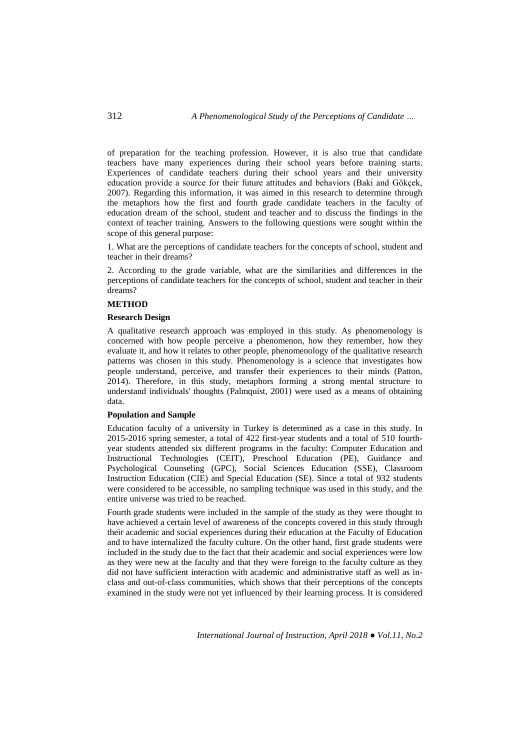of preparation for the teaching profession. However, it is also true that candidate teachers have many experiences during their school years before training starts. Experiences of candidate teachers during their school years and their university education provide a source for their future attitudes and behaviors (Baki and Gökçek, 2007). Regarding this information, it was aimed in this research to determine through the metaphors how the first and fourth grade candidate teachers in the faculty of education dream of the school, student and teacher and to discuss the findings in the context of teacher training. Answers to the following questions were sought within the scope of this general purpose:

1. What are the perceptions of candidate teachers for the concepts of school, student and teacher in their dreams?

2. According to the grade variable, what are the similarities and differences in the perceptions of candidate teachers for the concepts of school, student and teacher in their dreams?

## METHOD

### Research Design

A qualitative research approach was employed in this study. As phenomenology is concerned with how people perceive a phenomenon, how they remember, how they evaluate it, and how it relates to other people, phenomenology of the qualitative research patterns was chosen in this study. Phenomenology is a science that investigates how people understand, perceive, and transfer their experiences to their minds (Patton, 2014). Therefore, in this study, metaphors forming a strong mental structure to understand individuals' thoughts (Palmquist, 2001) were used as a means of obtaining data.

### Population and Sample

Education faculty of a university in Turkey is determined as a case in this study. In 2015-2016 spring semester, a total of 422 first-year students and a total of 510 fourth-year students attended six different programs in the faculty: Computer Education and Instructional Technologies (CEIT), Preschool Education (PE), Guidance and Psychological Counseling (GPC), Social Sciences Education (SSE), Classroom Instruction Education (CIE) and Special Education (SE). Since a total of 932 students were considered to be accessible, no sampling technique was used in this study, and the entire universe was tried to be reached.

Fourth grade students were included in the sample of the study as they were thought to have achieved a certain level of awareness of the concepts covered in this study through their academic and social experiences during their education at the Faculty of Education and to have internalized the faculty culture. On the other hand, first grade students were included in the study due to the fact that their academic and social experiences were low as they were new at the faculty and that they were foreign to the faculty culture as they did not have sufficient interaction with academic and administrative staff as well as in-class and out-of-class communities, which shows that their perceptions of the concepts examined in the study were not yet influenced by their learning process. It is considered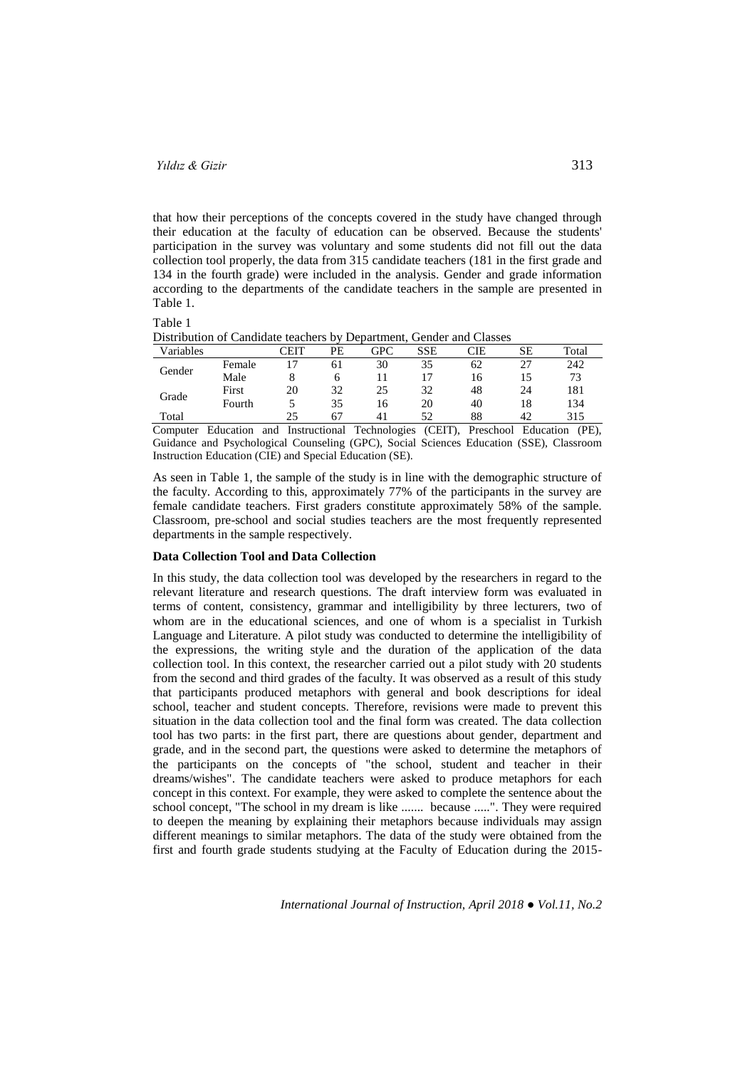that how their perceptions of the concepts covered in the study have changed through their education at the faculty of education can be observed. Because the students' participation in the survey was voluntary and some students did not fill out the data collection tool properly, the data from 315 candidate teachers (181 in the first grade and 134 in the fourth grade) were included in the analysis. Gender and grade information according to the departments of the candidate teachers in the sample are presented in Table 1.

Table 1
Distribution of Candidate teachers by Department, Gender and Classes

| Variables | | CEIT | PE | GPC | SSE | CIE | SE | Total |
|---|---|---|---|---|---|---|---|---|
| Gender | Female | 17 | 61 | 30 | 35 | 62 | 27 | 242 |
| | Male | 8 | 6 | 11 | 17 | 16 | 15 | 73 |
| Grade | First | 20 | 32 | 25 | 32 | 48 | 24 | 181 |
| | Fourth | 5 | 35 | 16 | 20 | 40 | 18 | 134 |
| Total | | 25 | 67 | 41 | 52 | 88 | 42 | 315 |

Computer Education and Instructional Technologies (CEIT), Preschool Education (PE), Guidance and Psychological Counseling (GPC), Social Sciences Education (SSE), Classroom Instruction Education (CIE) and Special Education (SE).

As seen in Table 1, the sample of the study is in line with the demographic structure of the faculty. According to this, approximately 77% of the participants in the survey are female candidate teachers. First graders constitute approximately 58% of the sample. Classroom, pre-school and social studies teachers are the most frequently represented departments in the sample respectively.

**Data Collection Tool and Data Collection**

In this study, the data collection tool was developed by the researchers in regard to the relevant literature and research questions. The draft interview form was evaluated in terms of content, consistency, grammar and intelligibility by three lecturers, two of whom are in the educational sciences, and one of whom is a specialist in Turkish Language and Literature. A pilot study was conducted to determine the intelligibility of the expressions, the writing style and the duration of the application of the data collection tool. In this context, the researcher carried out a pilot study with 20 students from the second and third grades of the faculty. It was observed as a result of this study that participants produced metaphors with general and book descriptions for ideal school, teacher and student concepts. Therefore, revisions were made to prevent this situation in the data collection tool and the final form was created. The data collection tool has two parts: in the first part, there are questions about gender, department and grade, and in the second part, the questions were asked to determine the metaphors of the participants on the concepts of "the school, student and teacher in their dreams/wishes". The candidate teachers were asked to produce metaphors for each concept in this context. For example, they were asked to complete the sentence about the school concept, "The school in my dream is like ....... because .....". They were required to deepen the meaning by explaining their metaphors because individuals may assign different meanings to similar metaphors. The data of the study were obtained from the first and fourth grade students studying at the Faculty of Education during the 2015-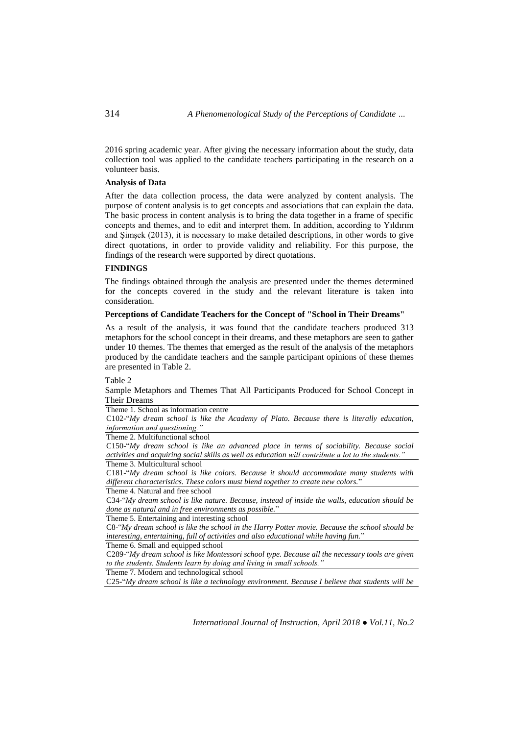2016 spring academic year. After giving the necessary information about the study, data collection tool was applied to the candidate teachers participating in the research on a volunteer basis.

**Analysis of Data**

After the data collection process, the data were analyzed by content analysis. The purpose of content analysis is to get concepts and associations that can explain the data. The basic process in content analysis is to bring the data together in a frame of specific concepts and themes, and to edit and interpret them. In addition, according to Yıldırım and Şimşek (2013), it is necessary to make detailed descriptions, in other words to give direct quotations, in order to provide validity and reliability. For this purpose, the findings of the research were supported by direct quotations.

## FINDINGS

The findings obtained through the analysis are presented under the themes determined for the concepts covered in the study and the relevant literature is taken into consideration.

**Perceptions of Candidate Teachers for the Concept of "School in Their Dreams"**

As a result of the analysis, it was found that the candidate teachers produced 313 metaphors for the school concept in their dreams, and these metaphors are seen to gather under 10 themes. The themes that emerged as the result of the analysis of the metaphors produced by the candidate teachers and the sample participant opinions of these themes are presented in Table 2.

Table 2

Sample Metaphors and Themes That All Participants Produced for School Concept in Their Dreams

| Theme 1. School as information centre |
|---|
| C102-"*My dream school is like the Academy of Plato. Because there is literally education, information and questioning.*" |
| Theme 2. Multifunctional school |
| C150-"*My dream school is like an advanced place in terms of sociability. Because social activities and acquiring social skills as well as education will contribute a lot to the students.*" |
| Theme 3. Multicultural school |
| C181-"*My dream school is like colors. Because it should accommodate many students with different characteristics. These colors must blend together to create new colors.*" |
| Theme 4. Natural and free school |
| C34-"*My dream school is like nature. Because, instead of inside the walls, education should be done as natural and in free environments as possible.*" |
| Theme 5. Entertaining and interesting school |
| C8-"*My dream school is like the school in the Harry Potter movie. Because the school should be interesting, entertaining, full of activities and also educational while having fun.*" |
| Theme 6. Small and equipped school |
| C289-"*My dream school is like Montessori school type. Because all the necessary tools are given to the students. Students learn by doing and living in small schools.*" |
| Theme 7. Modern and technological school |
| C25-"*My dream school is like a technology environment. Because I believe that students will be* |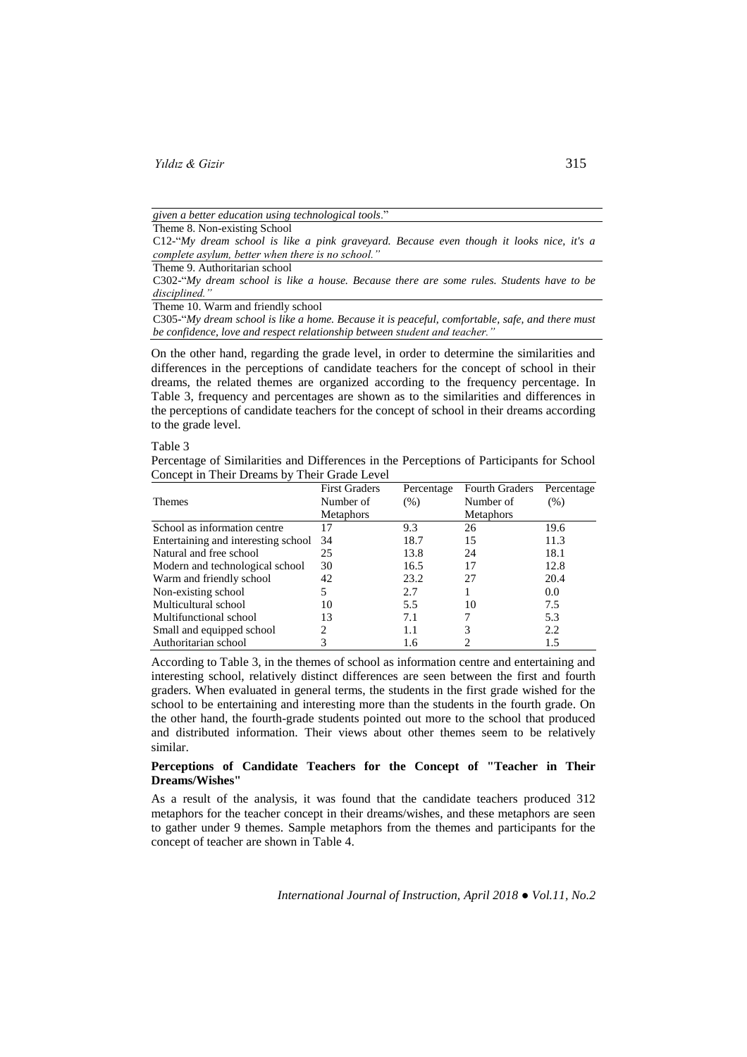| |
|---|
| *given a better education using technological tools*." |
| Theme 8. Non-existing School |
| C12-"*My dream school is like a pink graveyard. Because even though it looks nice, it's a complete asylum, better when there is no school."* |
| Theme 9. Authoritarian school |
| C302-"*My dream school is like a house. Because there are some rules. Students have to be disciplined."* |
| Theme 10. Warm and friendly school |
| C305-"*My dream school is like a home. Because it is peaceful, comfortable, safe, and there must be confidence, love and respect relationship between student and teacher."* |

On the other hand, regarding the grade level, in order to determine the similarities and differences in the perceptions of candidate teachers for the concept of school in their dreams, the related themes are organized according to the frequency percentage. In Table 3, frequency and percentages are shown as to the similarities and differences in the perceptions of candidate teachers for the concept of school in their dreams according to the grade level.

Table 3

Percentage of Similarities and Differences in the Perceptions of Participants for School Concept in Their Dreams by Their Grade Level

| Themes | First Graders Number of Metaphors | Percentage (%) | Fourth Graders Number of Metaphors | Percentage (%) |
|---|---|---|---|---|
| School as information centre | 17 | 9.3 | 26 | 19.6 |
| Entertaining and interesting school | 34 | 18.7 | 15 | 11.3 |
| Natural and free school | 25 | 13.8 | 24 | 18.1 |
| Modern and technological school | 30 | 16.5 | 17 | 12.8 |
| Warm and friendly school | 42 | 23.2 | 27 | 20.4 |
| Non-existing school | 5 | 2.7 | 1 | 0.0 |
| Multicultural school | 10 | 5.5 | 10 | 7.5 |
| Multifunctional school | 13 | 7.1 | 7 | 5.3 |
| Small and equipped school | 2 | 1.1 | 3 | 2.2 |
| Authoritarian school | 3 | 1.6 | 2 | 1.5 |

According to Table 3, in the themes of school as information centre and entertaining and interesting school, relatively distinct differences are seen between the first and fourth graders. When evaluated in general terms, the students in the first grade wished for the school to be entertaining and interesting more than the students in the fourth grade. On the other hand, the fourth-grade students pointed out more to the school that produced and distributed information. Their views about other themes seem to be relatively similar.

### Perceptions of Candidate Teachers for the Concept of "Teacher in Their Dreams/Wishes"

As a result of the analysis, it was found that the candidate teachers produced 312 metaphors for the teacher concept in their dreams/wishes, and these metaphors are seen to gather under 9 themes. Sample metaphors from the themes and participants for the concept of teacher are shown in Table 4.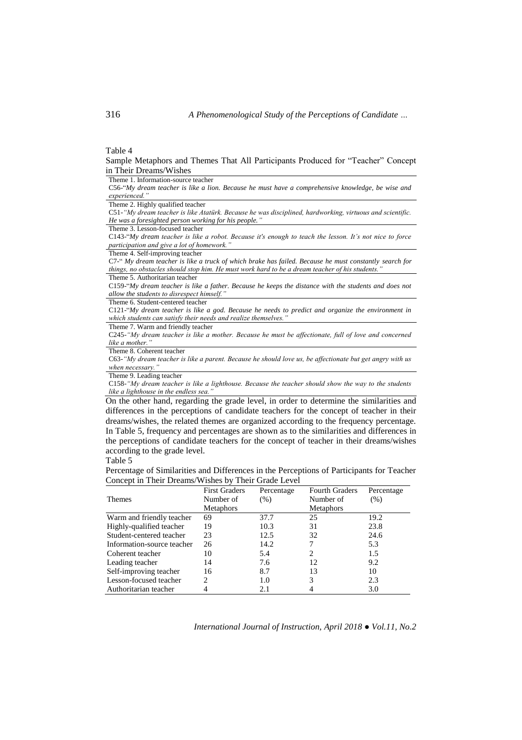Table 4

Sample Metaphors and Themes That All Participants Produced for "Teacher" Concept in Their Dreams/Wishes

| |
|---|
| Theme 1. Information-source teacher |
| C56-"*My dream teacher is like a lion. Because he must have a comprehensive knowledge, be wise and experienced.*" |
| Theme 2. Highly qualified teacher |
| C51-*"My dream teacher is like Atatürk. Because he was disciplined, hardworking, virtuous and scientific. He was a foresighted person working for his people."* |
| Theme 3. Lesson-focused teacher |
| C143-"*My dream teacher is like a robot. Because it's enough to teach the lesson. It's not nice to force participation and give a lot of homework.*" |
| Theme 4. Self-improving teacher |
| C7-" *My dream teacher is like a truck of which brake has failed. Because he must constantly search for things, no obstacles should stop him. He must work hard to be a dream teacher of his students.*" |
| Theme 5. Authoritarian teacher |
| C159-"*My dream teacher is like a father. Because he keeps the distance with the students and does not allow the students to disrespect himself.*" |
| Theme 6. Student-centered teacher |
| C121-"*My dream teacher is like a god. Because he needs to predict and organize the environment in which students can satisfy their needs and realize themselves.*" |
| Theme 7. Warm and friendly teacher |
| C245-*"My dream teacher is like a mother. Because he must be affectionate, full of love and concerned like a mother."* |
| Theme 8. Coherent teacher |
| C63-*"My dream teacher is like a parent. Because he should love us, be affectionate but get angry with us when necessary."* |
| Theme 9. Leading teacher |
| C158-*"My dream teacher is like a lighthouse. Because the teacher should show the way to the students like a lighthouse in the endless sea."* |

On the other hand, regarding the grade level, in order to determine the similarities and differences in the perceptions of candidate teachers for the concept of teacher in their dreams/wishes, the related themes are organized according to the frequency percentage. In Table 5, frequency and percentages are shown as to the similarities and differences in the perceptions of candidate teachers for the concept of teacher in their dreams/wishes according to the grade level.

Table 5

Percentage of Similarities and Differences in the Perceptions of Participants for Teacher Concept in Their Dreams/Wishes by Their Grade Level

| Themes | First Graders Number of Metaphors | Percentage (%) | Fourth Graders Number of Metaphors | Percentage (%) |
|---|---|---|---|---|
| Warm and friendly teacher | 69 | 37.7 | 25 | 19.2 |
| Highly-qualified teacher | 19 | 10.3 | 31 | 23.8 |
| Student-centered teacher | 23 | 12.5 | 32 | 24.6 |
| Information-source teacher | 26 | 14.2 | 7 | 5.3 |
| Coherent teacher | 10 | 5.4 | 2 | 1.5 |
| Leading teacher | 14 | 7.6 | 12 | 9.2 |
| Self-improving teacher | 16 | 8.7 | 13 | 10 |
| Lesson-focused teacher | 2 | 1.0 | 3 | 2.3 |
| Authoritarian teacher | 4 | 2.1 | 4 | 3.0 |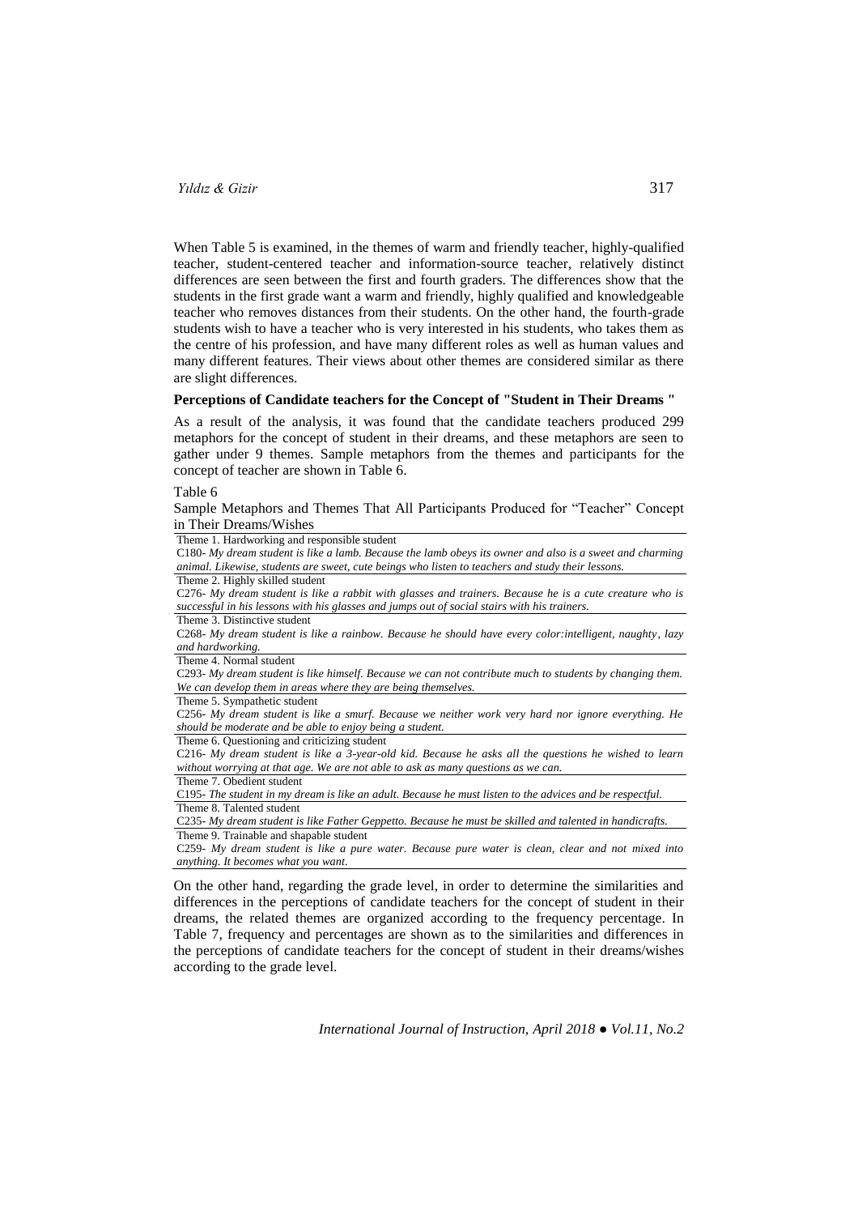When Table 5 is examined, in the themes of warm and friendly teacher, highly-qualified teacher, student-centered teacher and information-source teacher, relatively distinct differences are seen between the first and fourth graders. The differences show that the students in the first grade want a warm and friendly, highly qualified and knowledgeable teacher who removes distances from their students. On the other hand, the fourth-grade students wish to have a teacher who is very interested in his students, who takes them as the centre of his profession, and have many different roles as well as human values and many different features. Their views about other themes are considered similar as there are slight differences.

**Perceptions of Candidate teachers for the Concept of "Student in Their Dreams "**

As a result of the analysis, it was found that the candidate teachers produced 299 metaphors for the concept of student in their dreams, and these metaphors are seen to gather under 9 themes. Sample metaphors from the themes and participants for the concept of teacher are shown in Table 6.

Table 6

Sample Metaphors and Themes That All Participants Produced for "Teacher" Concept in Their Dreams/Wishes

| |
|---|
| Theme 1. Hardworking and responsible student |
| C180- *My dream student is like a lamb. Because the lamb obeys its owner and also is a sweet and charming animal. Likewise, students are sweet, cute beings who listen to teachers and study their lessons.* |
| Theme 2. Highly skilled student |
| C276- *My dream student is like a rabbit with glasses and trainers. Because he is a cute creature who is successful in his lessons with his glasses and jumps out of social stairs with his trainers.* |
| Theme 3. Distinctive student |
| C268- *My dream student is like a rainbow. Because he should have every color:intelligent, naughty, lazy and hardworking.* |
| Theme 4. Normal student |
| C293- *My dream student is like himself. Because we can not contribute much to students by changing them. We can develop them in areas where they are being themselves.* |
| Theme 5. Sympathetic student |
| C256- *My dream student is like a smurf. Because we neither work very hard nor ignore everything. He should be moderate and be able to enjoy being a student.* |
| Theme 6. Questioning and criticizing student |
| C216- *My dream student is like a 3-year-old kid. Because he asks all the questions he wished to learn without worrying at that age. We are not able to ask as many questions as we can.* |
| Theme 7. Obedient student |
| C195- *The student in my dream is like an adult. Because he must listen to the advices and be respectful.* |
| Theme 8. Talented student |
| C235- *My dream student is like Father Geppetto. Because he must be skilled and talented in handicrafts.* |
| Theme 9. Trainable and shapable student |
| C259- *My dream student is like a pure water. Because pure water is clean, clear and not mixed into anything. It becomes what you want.* |

On the other hand, regarding the grade level, in order to determine the similarities and differences in the perceptions of candidate teachers for the concept of student in their dreams, the related themes are organized according to the frequency percentage. In Table 7, frequency and percentages are shown as to the similarities and differences in the perceptions of candidate teachers for the concept of student in their dreams/wishes according to the grade level.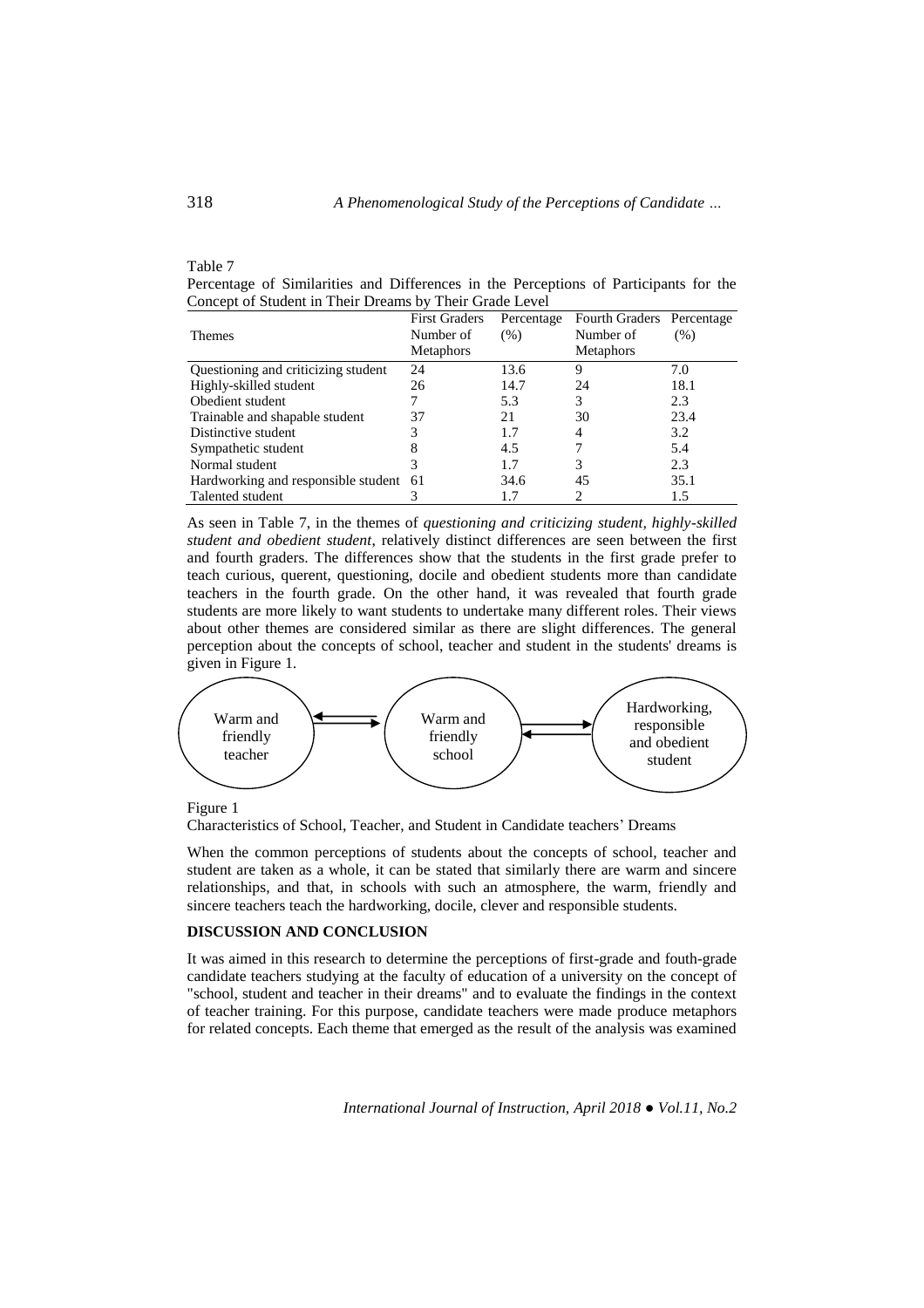Table 7

Percentage of Similarities and Differences in the Perceptions of Participants for the Concept of Student in Their Dreams by Their Grade Level

| Themes | First Graders Number of Metaphors | Percentage (%) | Fourth Graders Number of Metaphors | Percentage (%) |
|---|---|---|---|---|
| Questioning and criticizing student | 24 | 13.6 | 9 | 7.0 |
| Highly-skilled student | 26 | 14.7 | 24 | 18.1 |
| Obedient student | 7 | 5.3 | 3 | 2.3 |
| Trainable and shapable student | 37 | 21 | 30 | 23.4 |
| Distinctive student | 3 | 1.7 | 4 | 3.2 |
| Sympathetic student | 8 | 4.5 | 7 | 5.4 |
| Normal student | 3 | 1.7 | 3 | 2.3 |
| Hardworking and responsible student | 61 | 34.6 | 45 | 35.1 |
| Talented student | 3 | 1.7 | 2 | 1.5 |

As seen in Table 7, in the themes of *questioning and criticizing student, highly-skilled student and obedient student*, relatively distinct differences are seen between the first and fourth graders. The differences show that the students in the first grade prefer to teach curious, querent, questioning, docile and obedient students more than candidate teachers in the fourth grade. On the other hand, it was revealed that fourth grade students are more likely to want students to undertake many different roles. Their views about other themes are considered similar as there are slight differences. The general perception about the concepts of school, teacher and student in the students' dreams is given in Figure 1.

Warm and friendly teacher ⇄ Warm and friendly school ⇄ Hardworking, responsible and obedient student

Figure 1

Characteristics of School, Teacher, and Student in Candidate teachers' Dreams

When the common perceptions of students about the concepts of school, teacher and student are taken as a whole, it can be stated that similarly there are warm and sincere relationships, and that, in schools with such an atmosphere, the warm, friendly and sincere teachers teach the hardworking, docile, clever and responsible students.

## DISCUSSION AND CONCLUSION

It was aimed in this research to determine the perceptions of first-grade and fouth-grade candidate teachers studying at the faculty of education of a university on the concept of "school, student and teacher in their dreams" and to evaluate the findings in the context of teacher training. For this purpose, candidate teachers were made produce metaphors for related concepts. Each theme that emerged as the result of the analysis was examined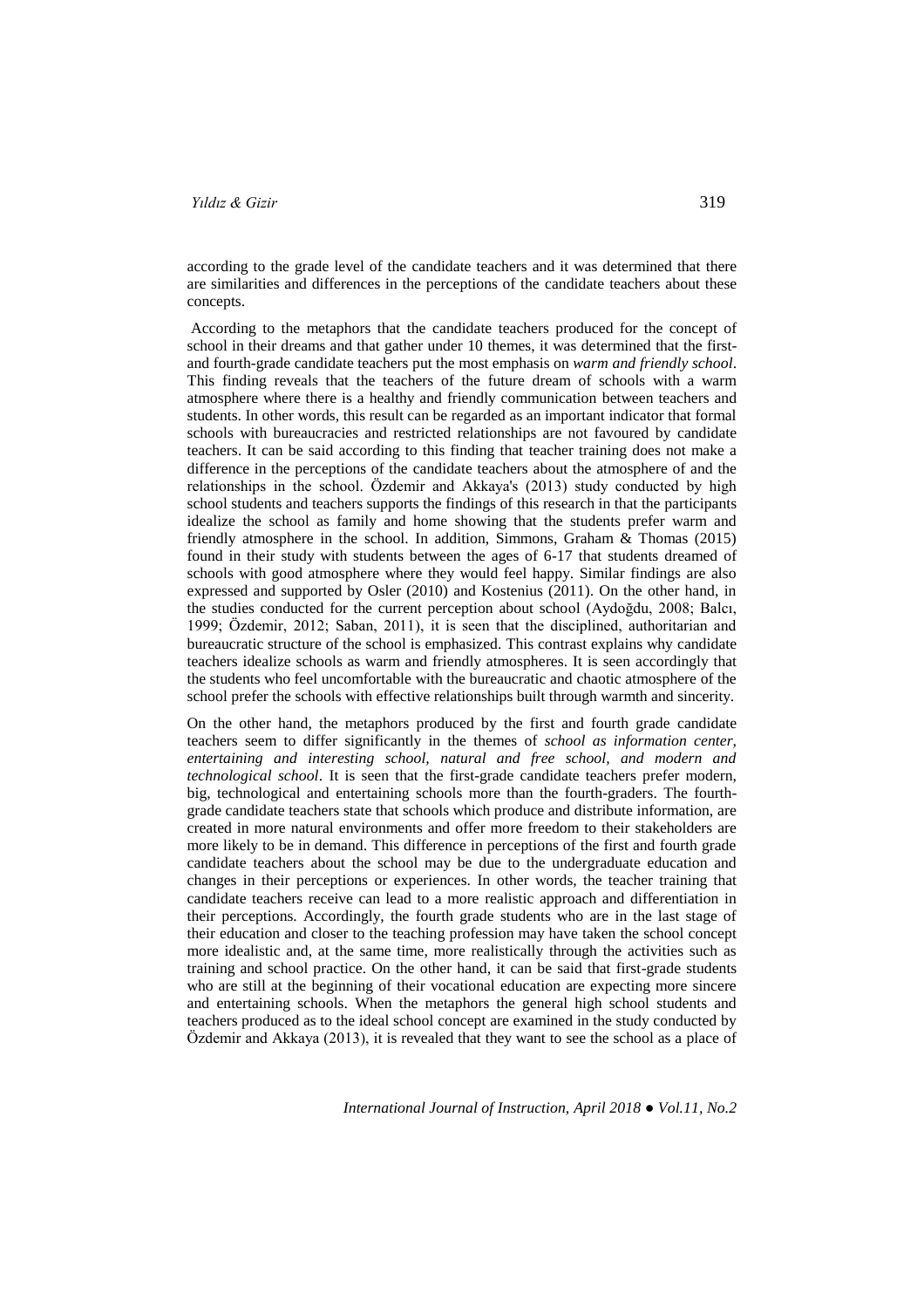according to the grade level of the candidate teachers and it was determined that there are similarities and differences in the perceptions of the candidate teachers about these concepts.

According to the metaphors that the candidate teachers produced for the concept of school in their dreams and that gather under 10 themes, it was determined that the first- and fourth-grade candidate teachers put the most emphasis on *warm and friendly school*. This finding reveals that the teachers of the future dream of schools with a warm atmosphere where there is a healthy and friendly communication between teachers and students. In other words, this result can be regarded as an important indicator that formal schools with bureaucracies and restricted relationships are not favoured by candidate teachers. It can be said according to this finding that teacher training does not make a difference in the perceptions of the candidate teachers about the atmosphere of and the relationships in the school. Özdemir and Akkaya's (2013) study conducted by high school students and teachers supports the findings of this research in that the participants idealize the school as family and home showing that the students prefer warm and friendly atmosphere in the school. In addition, Simmons, Graham & Thomas (2015) found in their study with students between the ages of 6-17 that students dreamed of schools with good atmosphere where they would feel happy. Similar findings are also expressed and supported by Osler (2010) and Kostenius (2011). On the other hand, in the studies conducted for the current perception about school (Aydoğdu, 2008; Balcı, 1999; Özdemir, 2012; Saban, 2011), it is seen that the disciplined, authoritarian and bureaucratic structure of the school is emphasized. This contrast explains why candidate teachers idealize schools as warm and friendly atmospheres. It is seen accordingly that the students who feel uncomfortable with the bureaucratic and chaotic atmosphere of the school prefer the schools with effective relationships built through warmth and sincerity.

On the other hand, the metaphors produced by the first and fourth grade candidate teachers seem to differ significantly in the themes of *school as information center, entertaining and interesting school, natural and free school, and modern and technological school*. It is seen that the first-grade candidate teachers prefer modern, big, technological and entertaining schools more than the fourth-graders. The fourth-grade candidate teachers state that schools which produce and distribute information, are created in more natural environments and offer more freedom to their stakeholders are more likely to be in demand. This difference in perceptions of the first and fourth grade candidate teachers about the school may be due to the undergraduate education and changes in their perceptions or experiences. In other words, the teacher training that candidate teachers receive can lead to a more realistic approach and differentiation in their perceptions. Accordingly, the fourth grade students who are in the last stage of their education and closer to the teaching profession may have taken the school concept more idealistic and, at the same time, more realistically through the activities such as training and school practice. On the other hand, it can be said that first-grade students who are still at the beginning of their vocational education are expecting more sincere and entertaining schools. When the metaphors the general high school students and teachers produced as to the ideal school concept are examined in the study conducted by Özdemir and Akkaya (2013), it is revealed that they want to see the school as a place of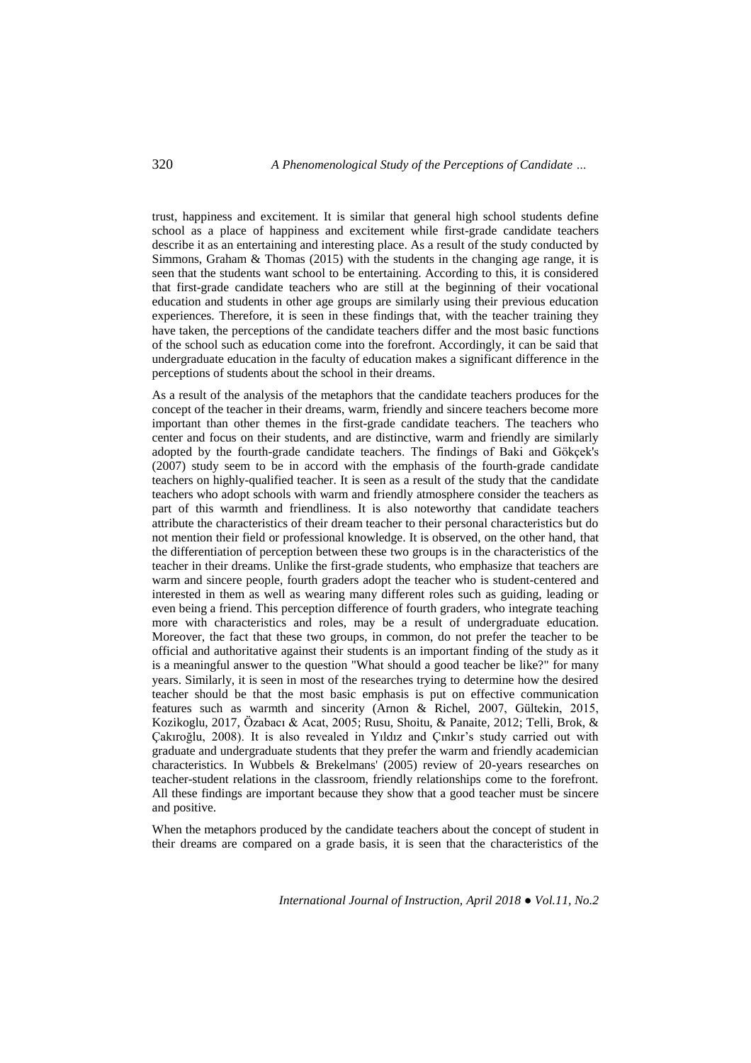trust, happiness and excitement. It is similar that general high school students define school as a place of happiness and excitement while first-grade candidate teachers describe it as an entertaining and interesting place. As a result of the study conducted by Simmons, Graham & Thomas (2015) with the students in the changing age range, it is seen that the students want school to be entertaining. According to this, it is considered that first-grade candidate teachers who are still at the beginning of their vocational education and students in other age groups are similarly using their previous education experiences. Therefore, it is seen in these findings that, with the teacher training they have taken, the perceptions of the candidate teachers differ and the most basic functions of the school such as education come into the forefront. Accordingly, it can be said that undergraduate education in the faculty of education makes a significant difference in the perceptions of students about the school in their dreams.

As a result of the analysis of the metaphors that the candidate teachers produces for the concept of the teacher in their dreams, warm, friendly and sincere teachers become more important than other themes in the first-grade candidate teachers. The teachers who center and focus on their students, and are distinctive, warm and friendly are similarly adopted by the fourth-grade candidate teachers. The findings of Baki and Gökçek's (2007) study seem to be in accord with the emphasis of the fourth-grade candidate teachers on highly-qualified teacher. It is seen as a result of the study that the candidate teachers who adopt schools with warm and friendly atmosphere consider the teachers as part of this warmth and friendliness. It is also noteworthy that candidate teachers attribute the characteristics of their dream teacher to their personal characteristics but do not mention their field or professional knowledge. It is observed, on the other hand, that the differentiation of perception between these two groups is in the characteristics of the teacher in their dreams. Unlike the first-grade students, who emphasize that teachers are warm and sincere people, fourth graders adopt the teacher who is student-centered and interested in them as well as wearing many different roles such as guiding, leading or even being a friend. This perception difference of fourth graders, who integrate teaching more with characteristics and roles, may be a result of undergraduate education. Moreover, the fact that these two groups, in common, do not prefer the teacher to be official and authoritative against their students is an important finding of the study as it is a meaningful answer to the question "What should a good teacher be like?" for many years. Similarly, it is seen in most of the researches trying to determine how the desired teacher should be that the most basic emphasis is put on effective communication features such as warmth and sincerity (Arnon & Richel, 2007, Gültekin, 2015, Kozikoglu, 2017, Özabacı & Acat, 2005; Rusu, Shoitu, & Panaite, 2012; Telli, Brok, & Çakıroğlu, 2008). It is also revealed in Yıldız and Çınkır's study carried out with graduate and undergraduate students that they prefer the warm and friendly academician characteristics. In Wubbels & Brekelmans' (2005) review of 20-years researches on teacher-student relations in the classroom, friendly relationships come to the forefront. All these findings are important because they show that a good teacher must be sincere and positive.

When the metaphors produced by the candidate teachers about the concept of student in their dreams are compared on a grade basis, it is seen that the characteristics of the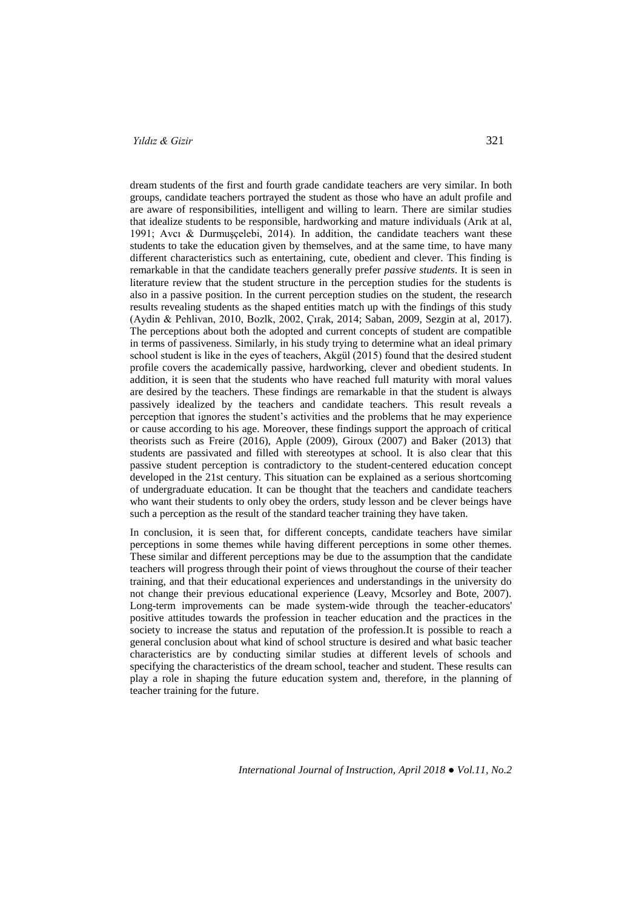dream students of the first and fourth grade candidate teachers are very similar. In both groups, candidate teachers portrayed the student as those who have an adult profile and are aware of responsibilities, intelligent and willing to learn. There are similar studies that idealize students to be responsible, hardworking and mature individuals (Arık at al, 1991; Avcı & Durmuşçelebi, 2014). In addition, the candidate teachers want these students to take the education given by themselves, and at the same time, to have many different characteristics such as entertaining, cute, obedient and clever. This finding is remarkable in that the candidate teachers generally prefer *passive students*. It is seen in literature review that the student structure in the perception studies for the students is also in a passive position. In the current perception studies on the student, the research results revealing students as the shaped entities match up with the findings of this study (Aydin & Pehlivan, 2010, Bozlk, 2002, Çırak, 2014; Saban, 2009, Sezgin at al, 2017). The perceptions about both the adopted and current concepts of student are compatible in terms of passiveness. Similarly, in his study trying to determine what an ideal primary school student is like in the eyes of teachers, Akgül (2015) found that the desired student profile covers the academically passive, hardworking, clever and obedient students. In addition, it is seen that the students who have reached full maturity with moral values are desired by the teachers. These findings are remarkable in that the student is always passively idealized by the teachers and candidate teachers. This result reveals a perception that ignores the student's activities and the problems that he may experience or cause according to his age. Moreover, these findings support the approach of critical theorists such as Freire (2016), Apple (2009), Giroux (2007) and Baker (2013) that students are passivated and filled with stereotypes at school. It is also clear that this passive student perception is contradictory to the student-centered education concept developed in the 21st century. This situation can be explained as a serious shortcoming of undergraduate education. It can be thought that the teachers and candidate teachers who want their students to only obey the orders, study lesson and be clever beings have such a perception as the result of the standard teacher training they have taken.

In conclusion, it is seen that, for different concepts, candidate teachers have similar perceptions in some themes while having different perceptions in some other themes. These similar and different perceptions may be due to the assumption that the candidate teachers will progress through their point of views throughout the course of their teacher training, and that their educational experiences and understandings in the university do not change their previous educational experience (Leavy, Mcsorley and Bote, 2007). Long-term improvements can be made system-wide through the teacher-educators' positive attitudes towards the profession in teacher education and the practices in the society to increase the status and reputation of the profession.It is possible to reach a general conclusion about what kind of school structure is desired and what basic teacher characteristics are by conducting similar studies at different levels of schools and specifying the characteristics of the dream school, teacher and student. These results can play a role in shaping the future education system and, therefore, in the planning of teacher training for the future.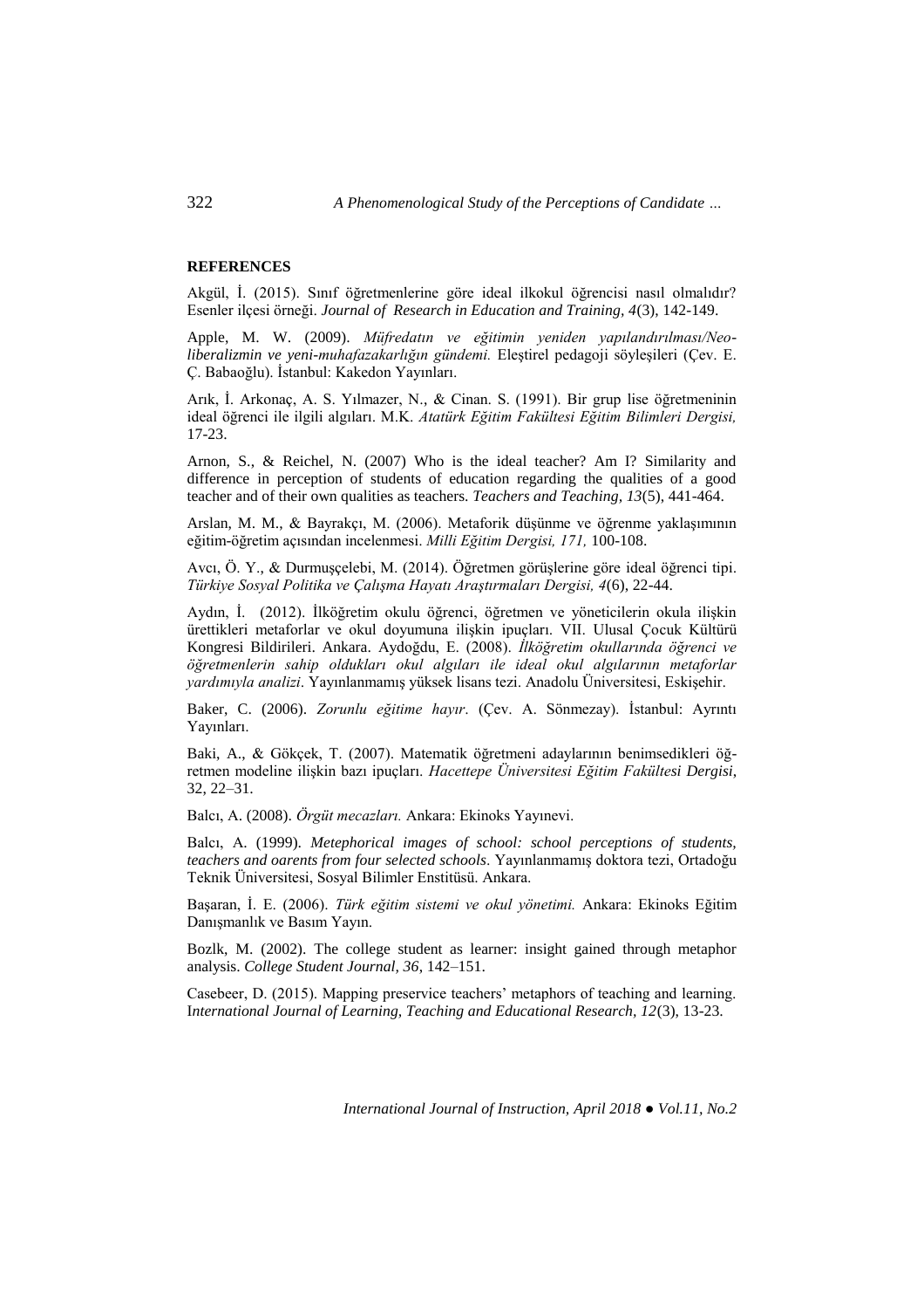**REFERENCES**

Akgül, İ. (2015). Sınıf öğretmenlerine göre ideal ilkokul öğrencisi nasıl olmalıdır? Esenler ilçesi örneği. *Journal of Research in Education and Training, 4*(3), 142-149.

Apple, M. W. (2009). *Müfredatın ve eğitimin yeniden yapılandırılması/Neo-liberalizmin ve yeni-muhafazakarlığın gündemi.* Eleştirel pedagoji söyleşileri (Çev. E. Ç. Babaoğlu). İstanbul: Kakedon Yayınları.

Arık, İ. Arkonaç, A. S. Yılmazer, N., & Cinan. S. (1991). Bir grup lise öğretmeninin ideal öğrenci ile ilgili algıları. M.K. *Atatürk Eğitim Fakültesi Eğitim Bilimleri Dergisi,* 17-23.

Arnon, S., & Reichel, N. (2007) Who is the ideal teacher? Am I? Similarity and difference in perception of students of education regarding the qualities of a good teacher and of their own qualities as teachers. *Teachers and Teaching, 13*(5), 441-464.

Arslan, M. M., & Bayrakçı, M. (2006). Metaforik düşünme ve öğrenme yaklaşımının eğitim-öğretim açısından incelenmesi. *Milli Eğitim Dergisi, 171,* 100-108.

Avcı, Ö. Y., & Durmuşçelebi, M. (2014). Öğretmen görüşlerine göre ideal öğrenci tipi. *Türkiye Sosyal Politika ve Çalışma Hayatı Araştırmaları Dergisi, 4*(6), 22-44.

Aydın, İ. (2012). İlköğretim okulu öğrenci, öğretmen ve yöneticilerin okula ilişkin ürettikleri metaforlar ve okul doyumuna ilişkin ipuçları. VII. Ulusal Çocuk Kültürü Kongresi Bildirileri. Ankara. Aydoğdu, E. (2008). *İlköğretim okullarında öğrenci ve öğretmenlerin sahip oldukları okul algıları ile ideal okul algılarının metaforlar yardımıyla analizi*. Yayınlanmamış yüksek lisans tezi. Anadolu Üniversitesi, Eskişehir.

Baker, C. (2006). *Zorunlu eğitime hayır*. (Çev. A. Sönmezay). İstanbul: Ayrıntı Yayınları.

Baki, A., & Gökçek, T. (2007). Matematik öğretmeni adaylarının benimsedikleri öğretmen modeline ilişkin bazı ipuçları. *Hacettepe Üniversitesi Eğitim Fakültesi Dergisi*, 32, 22–31.

Balcı, A. (2008). *Örgüt mecazları.* Ankara: Ekinoks Yayınevi.

Balcı, A. (1999). *Metephorical images of school: school perceptions of students, teachers and oarents from four selected schools*. Yayınlanmamış doktora tezi, Ortadoğu Teknik Üniversitesi, Sosyal Bilimler Enstitüsü. Ankara.

Başaran, İ. E. (2006). *Türk eğitim sistemi ve okul yönetimi.* Ankara: Ekinoks Eğitim Danışmanlık ve Basım Yayın.

Bozlk, M. (2002). The college student as learner: insight gained through metaphor analysis. *College Student Journal, 36*, 142–151.

Casebeer, D. (2015). Mapping preservice teachers' metaphors of teaching and learning. I*nternational Journal of Learning, Teaching and Educational Research, 12*(3), 13-23.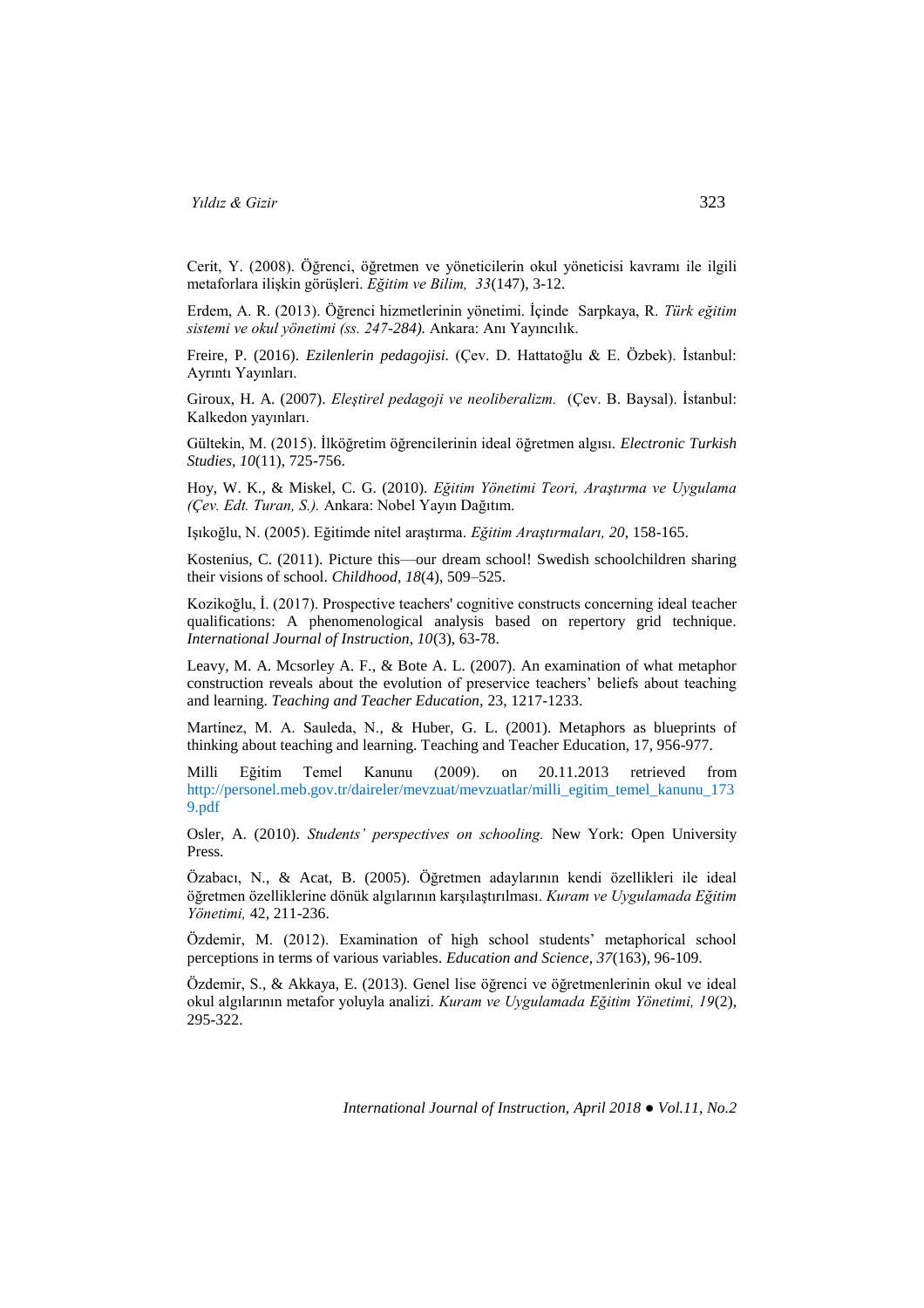Cerit, Y. (2008). Öğrenci, öğretmen ve yöneticilerin okul yöneticisi kavramı ile ilgili metaforlara ilişkin görüşleri. *Eğitim ve Bilim, 33*(147), 3-12.

Erdem, A. R. (2013). Öğrenci hizmetlerinin yönetimi. İçinde Sarpkaya, R. *Türk eğitim sistemi ve okul yönetimi (ss. 247-284).* Ankara: Anı Yayıncılık.

Freire, P. (2016). *Ezilenlerin pedagojisi.* (Çev. D. Hattatoğlu & E. Özbek). İstanbul: Ayrıntı Yayınları.

Giroux, H. A. (2007). *Eleştirel pedagoji ve neoliberalizm.* (Çev. B. Baysal). İstanbul: Kalkedon yayınları.

Gültekin, M. (2015). İlköğretim öğrencilerinin ideal öğretmen algısı. *Electronic Turkish Studies, 10*(11), 725-756.

Hoy, W. K., & Miskel, C. G. (2010). *Eğitim Yönetimi Teori, Araştırma ve Uygulama (Çev. Edt. Turan, S.).* Ankara: Nobel Yayın Dağıtım.

Işıkoğlu, N. (2005). Eğitimde nitel araştırma. *Eğitim Araştırmaları, 20*, 158-165.

Kostenius, C. (2011). Picture this—our dream school! Swedish schoolchildren sharing their visions of school. *Childhood, 18*(4), 509–525.

Kozikoğlu, İ. (2017). Prospective teachers' cognitive constructs concerning ideal teacher qualifications: A phenomenological analysis based on repertory grid technique. *International Journal of Instruction, 10*(3), 63-78.

Leavy, M. A. Mcsorley A. F., & Bote A. L. (2007). An examination of what metaphor construction reveals about the evolution of preservice teachers' beliefs about teaching and learning. *Teaching and Teacher Education,* 23, 1217-1233.

Martinez, M. A. Sauleda, N., & Huber, G. L. (2001). Metaphors as blueprints of thinking about teaching and learning. Teaching and Teacher Education, 17, 956-977.

Milli Eğitim Temel Kanunu (2009). on 20.11.2013 retrieved from http://personel.meb.gov.tr/daireler/mevzuat/mevzuatlar/milli_egitim_temel_kanunu_1739.pdf

Osler, A. (2010). *Students' perspectives on schooling.* New York: Open University Press.

Özabacı, N., & Acat, B. (2005). Öğretmen adaylarının kendi özellikleri ile ideal öğretmen özelliklerine dönük algılarının karşılaştırılması. *Kuram ve Uygulamada Eğitim Yönetimi,* 42, 211-236.

Özdemir, M. (2012). Examination of high school students' metaphorical school perceptions in terms of various variables. *Education and Science, 37*(163), 96-109.

Özdemir, S., & Akkaya, E. (2013). Genel lise öğrenci ve öğretmenlerinin okul ve ideal okul algılarının metafor yoluyla analizi. *Kuram ve Uygulamada Eğitim Yönetimi, 19*(2), 295-322.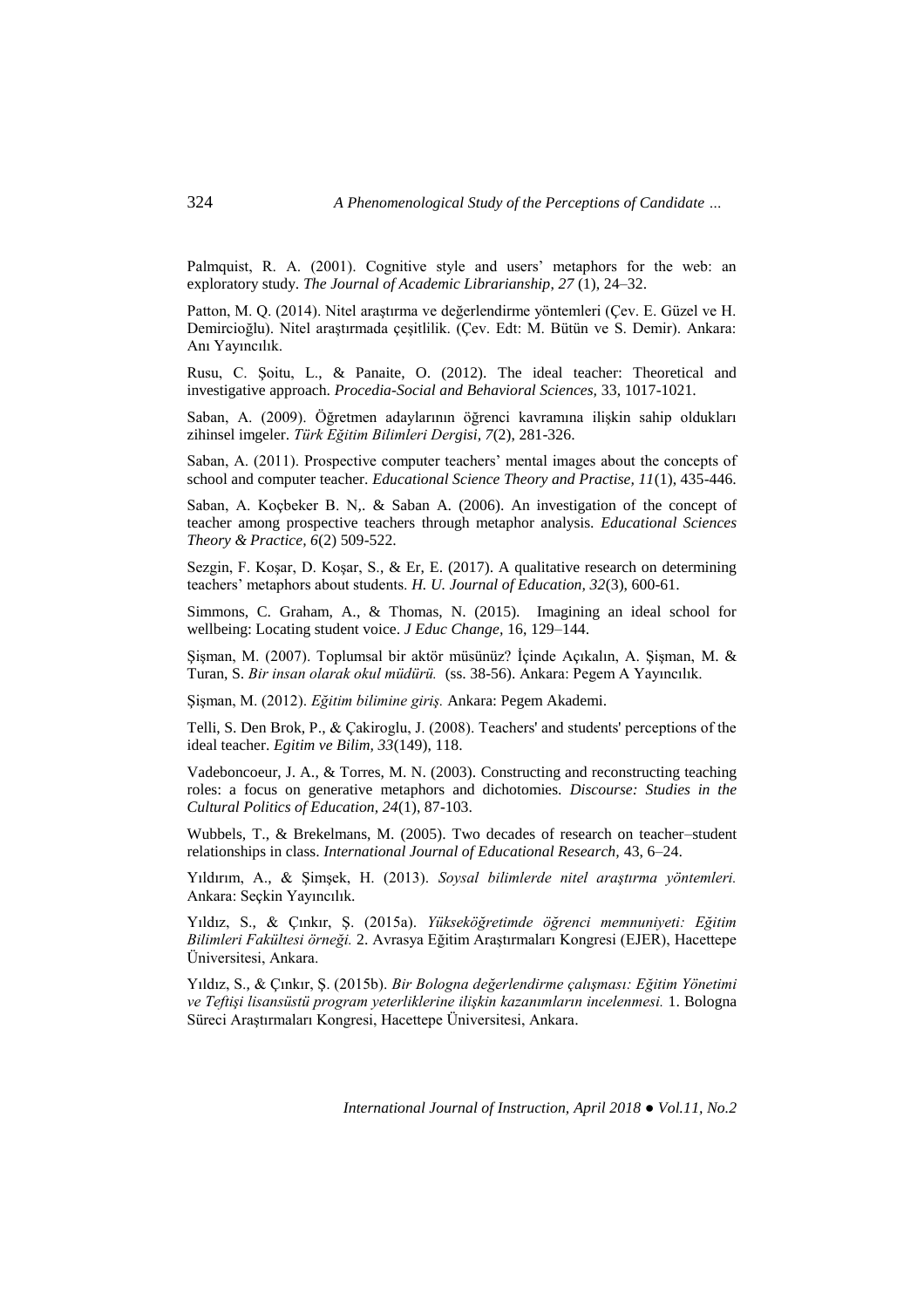Palmquist, R. A. (2001). Cognitive style and users' metaphors for the web: an exploratory study. *The Journal of Academic Librarianship, 27* (1), 24–32.

Patton, M. Q. (2014). Nitel araştırma ve değerlendirme yöntemleri (Çev. E. Güzel ve H. Demircioğlu). Nitel araştırmada çeşitlilik. (Çev. Edt: M. Bütün ve S. Demir). Ankara: Anı Yayıncılık.

Rusu, C. Şoitu, L., & Panaite, O. (2012). The ideal teacher: Theoretical and investigative approach. *Procedia-Social and Behavioral Sciences,* 33, 1017-1021.

Saban, A. (2009). Öğretmen adaylarının öğrenci kavramına ilişkin sahip oldukları zihinsel imgeler. *Türk Eğitim Bilimleri Dergisi, 7*(2), 281-326.

Saban, A. (2011). Prospective computer teachers' mental images about the concepts of school and computer teacher. *Educational Science Theory and Practise, 11*(1), 435-446.

Saban, A. Koçbeker B. N,. & Saban A. (2006). An investigation of the concept of teacher among prospective teachers through metaphor analysis. *Educational Sciences Theory & Practice, 6*(2) 509-522.

Sezgin, F. Koşar, D. Koşar, S., & Er, E. (2017). A qualitative research on determining teachers' metaphors about students. *H. U. Journal of Education, 32*(3), 600-61.

Simmons, C. Graham, A., & Thomas, N. (2015). Imagining an ideal school for wellbeing: Locating student voice. *J Educ Change,* 16, 129–144.

Şişman, M. (2007). Toplumsal bir aktör müsünüz? İçinde Açıkalın, A. Şişman, M. & Turan, S. *Bir insan olarak okul müdürü.* (ss. 38-56). Ankara: Pegem A Yayıncılık.

Şişman, M. (2012). *Eğitim bilimine giriş.* Ankara: Pegem Akademi.

Telli, S. Den Brok, P., & Çakiroglu, J. (2008). Teachers' and students' perceptions of the ideal teacher. *Egitim ve Bilim, 33*(149), 118.

Vadeboncoeur, J. A., & Torres, M. N. (2003). Constructing and reconstructing teaching roles: a focus on generative metaphors and dichotomies. *Discourse: Studies in the Cultural Politics of Education, 24*(1), 87-103.

Wubbels, T., & Brekelmans, M. (2005). Two decades of research on teacher–student relationships in class. *International Journal of Educational Research,* 43, 6–24.

Yıldırım, A., & Şimşek, H. (2013). *Soysal bilimlerde nitel araştırma yöntemleri.* Ankara: Seçkin Yayıncılık.

Yıldız, S., & Çınkır, Ş. (2015a). *Yükseköğretimde öğrenci memnuniyeti: Eğitim Bilimleri Fakültesi örneği.* 2. Avrasya Eğitim Araştırmaları Kongresi (EJER), Hacettepe Üniversitesi, Ankara.

Yıldız, S., & Çınkır, Ş. (2015b). *Bir Bologna değerlendirme çalışması: Eğitim Yönetimi ve Teftişi lisansüstü program yeterliklerine ilişkin kazanımların incelenmesi.* 1. Bologna Süreci Araştırmaları Kongresi, Hacettepe Üniversitesi, Ankara.